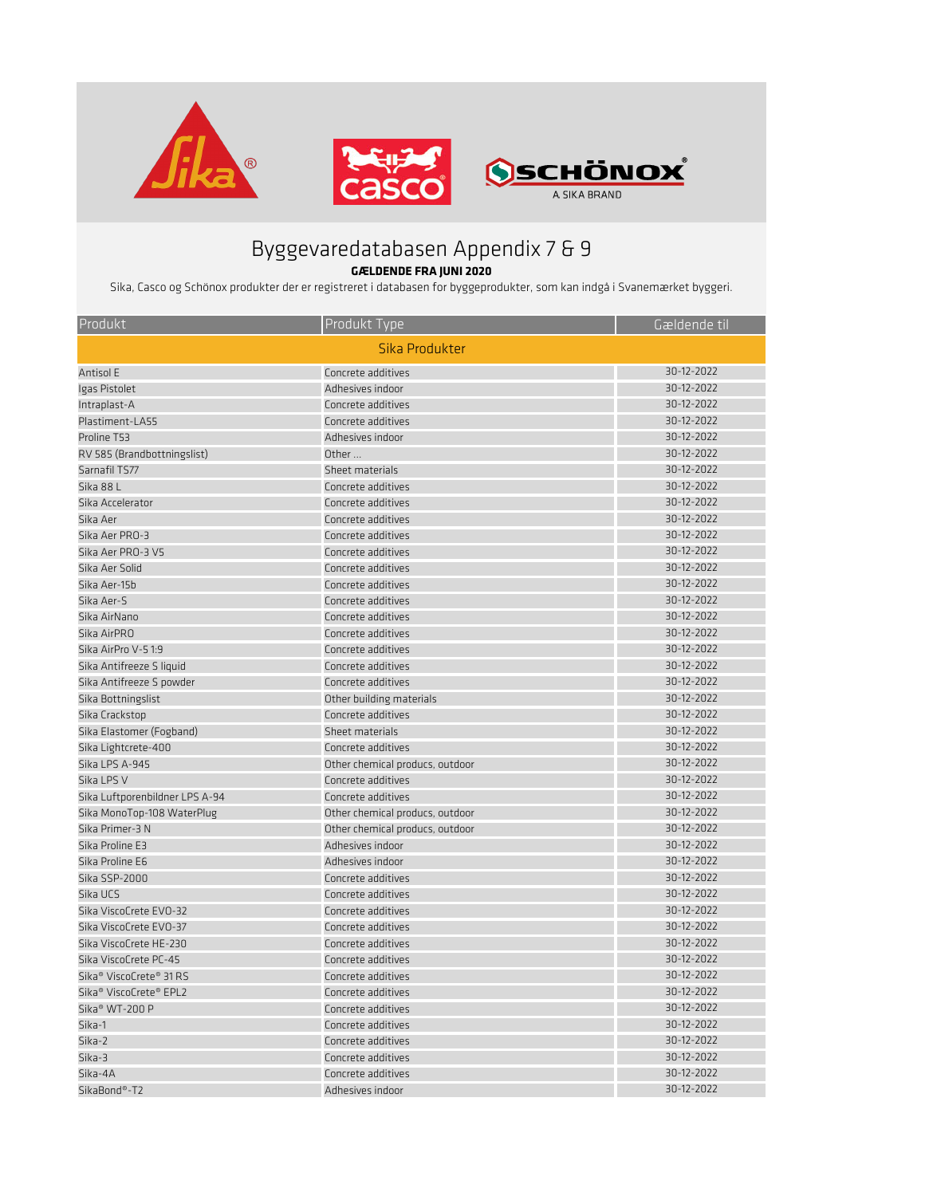# Byggevaredatabasen Appendix 7 & 9

**GÆLDENDE FRA JUNI 2020**

Sika, Casco og Schönox produkter der er registreret i databasen for byggeprodukter, som kan indgå i Svanemærket byggeri.

| Produkt | Produkt Type | Gældende til |
|---|---|---|
| | Sika Produkter | |
| Antisol E | Concrete additives | 30-12-2022 |
| Igas Pistolet | Adhesives indoor | 30-12-2022 |
| Intraplast-A | Concrete additives | 30-12-2022 |
| Plastiment-LA55 | Concrete additives | 30-12-2022 |
| Proline T53 | Adhesives indoor | 30-12-2022 |
| RV 585 (Brandbottningslist) | Other ... | 30-12-2022 |
| Sarnafil TS77 | Sheet materials | 30-12-2022 |
| Sika 88 L | Concrete additives | 30-12-2022 |
| Sika Accelerator | Concrete additives | 30-12-2022 |
| Sika Aer | Concrete additives | 30-12-2022 |
| Sika Aer PRO-3 | Concrete additives | 30-12-2022 |
| Sika Aer PRO-3 V5 | Concrete additives | 30-12-2022 |
| Sika Aer Solid | Concrete additives | 30-12-2022 |
| Sika Aer-15b | Concrete additives | 30-12-2022 |
| Sika Aer-S | Concrete additives | 30-12-2022 |
| Sika AirNano | Concrete additives | 30-12-2022 |
| Sika AirPRO | Concrete additives | 30-12-2022 |
| Sika AirPro V-5 1:9 | Concrete additives | 30-12-2022 |
| Sika Antifreeze S liquid | Concrete additives | 30-12-2022 |
| Sika Antifreeze S powder | Concrete additives | 30-12-2022 |
| Sika Bottningslist | Other building materials | 30-12-2022 |
| Sika Crackstop | Concrete additives | 30-12-2022 |
| Sika Elastomer (Fogband) | Sheet materials | 30-12-2022 |
| Sika Lightcrete-400 | Concrete additives | 30-12-2022 |
| Sika LPS A-945 | Other chemical producs, outdoor | 30-12-2022 |
| Sika LPS V | Concrete additives | 30-12-2022 |
| Sika Luftporenbildner LPS A-94 | Concrete additives | 30-12-2022 |
| Sika MonoTop-108 WaterPlug | Other chemical producs, outdoor | 30-12-2022 |
| Sika Primer-3 N | Other chemical producs, outdoor | 30-12-2022 |
| Sika Proline E3 | Adhesives indoor | 30-12-2022 |
| Sika Proline E6 | Adhesives indoor | 30-12-2022 |
| Sika SSP-2000 | Concrete additives | 30-12-2022 |
| Sika UCS | Concrete additives | 30-12-2022 |
| Sika ViscoCrete EVO-32 | Concrete additives | 30-12-2022 |
| Sika ViscoCrete EVO-37 | Concrete additives | 30-12-2022 |
| Sika ViscoCrete HE-230 | Concrete additives | 30-12-2022 |
| Sika ViscoCrete PC-45 | Concrete additives | 30-12-2022 |
| Sika® ViscoCrete® 31 RS | Concrete additives | 30-12-2022 |
| Sika® ViscoCrete® EPL2 | Concrete additives | 30-12-2022 |
| Sika® WT-200 P | Concrete additives | 30-12-2022 |
| Sika-1 | Concrete additives | 30-12-2022 |
| Sika-2 | Concrete additives | 30-12-2022 |
| Sika-3 | Concrete additives | 30-12-2022 |
| Sika-4A | Concrete additives | 30-12-2022 |
| SikaBond®-T2 | Adhesives indoor | 30-12-2022 |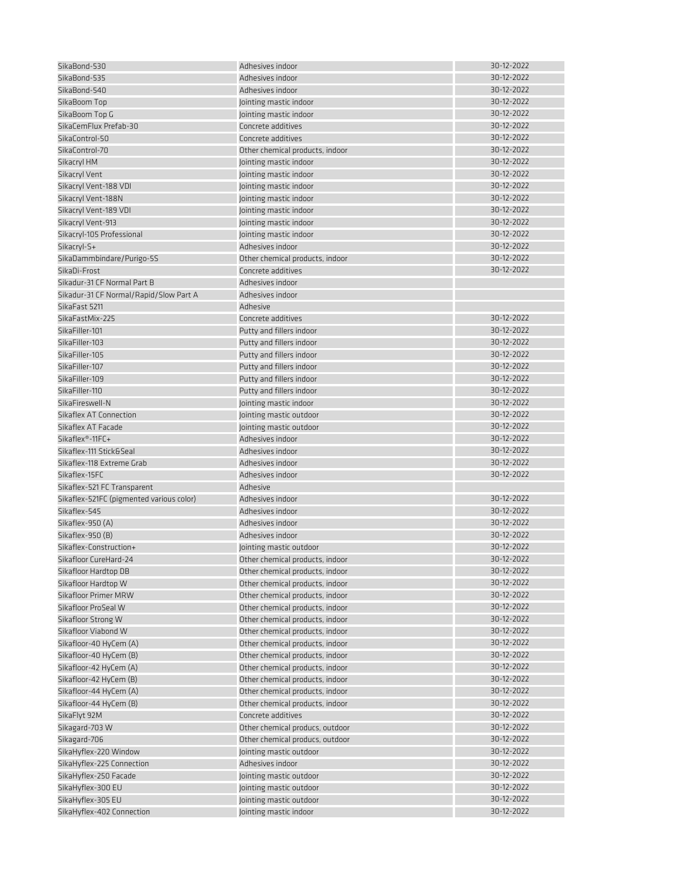| | | |
|---|---|---|
| SikaBond-530 | Adhesives indoor | 30-12-2022 |
| SikaBond-535 | Adhesives indoor | 30-12-2022 |
| SikaBond-540 | Adhesives indoor | 30-12-2022 |
| SikaBoom Top | Jointing mastic indoor | 30-12-2022 |
| SikaBoom Top G | Jointing mastic indoor | 30-12-2022 |
| SikaCemFlux Prefab-30 | Concrete additives | 30-12-2022 |
| SikaControl-50 | Concrete additives | 30-12-2022 |
| SikaControl-70 | Other chemical products, indoor | 30-12-2022 |
| Sikacryl HM | Jointing mastic indoor | 30-12-2022 |
| Sikacryl Vent | Jointing mastic indoor | 30-12-2022 |
| Sikacryl Vent-188 VDI | Jointing mastic indoor | 30-12-2022 |
| Sikacryl Vent-188N | Jointing mastic indoor | 30-12-2022 |
| Sikacryl Vent-189 VDI | Jointing mastic indoor | 30-12-2022 |
| Sikacryl Vent-913 | Jointing mastic indoor | 30-12-2022 |
| Sikacryl-105 Professional | Jointing mastic indoor | 30-12-2022 |
| Sikacryl-S+ | Adhesives indoor | 30-12-2022 |
| SikaDammbindare/Purigo-5S | Other chemical products, indoor | 30-12-2022 |
| SikaDi-Frost | Concrete additives | 30-12-2022 |
| Sikadur-31 CF Normal Part B | Adhesives indoor | |
| Sikadur-31 CF Normal/Rapid/Slow Part A | Adhesives indoor | |
| SikaFast 5211 | Adhesive | |
| SikaFastMix-225 | Concrete additives | 30-12-2022 |
| SikaFiller-101 | Putty and fillers indoor | 30-12-2022 |
| SikaFiller-103 | Putty and fillers indoor | 30-12-2022 |
| SikaFiller-105 | Putty and fillers indoor | 30-12-2022 |
| SikaFiller-107 | Putty and fillers indoor | 30-12-2022 |
| SikaFiller-109 | Putty and fillers indoor | 30-12-2022 |
| SikaFiller-110 | Putty and fillers indoor | 30-12-2022 |
| SikaFireswell-N | Jointing mastic indoor | 30-12-2022 |
| Sikaflex AT Connection | Jointing mastic outdoor | 30-12-2022 |
| Sikaflex AT Facade | Jointing mastic outdoor | 30-12-2022 |
| Sikaflex®-11FC+ | Adhesives indoor | 30-12-2022 |
| Sikaflex-111 Stick&Seal | Adhesives indoor | 30-12-2022 |
| Sikaflex-118 Extreme Grab | Adhesives indoor | 30-12-2022 |
| Sikaflex-15FC | Adhesives indoor | 30-12-2022 |
| Sikaflex-521 FC Transparent | Adhesive | |
| Sikaflex-521FC (pigmented various color) | Adhesives indoor | 30-12-2022 |
| Sikaflex-545 | Adhesives indoor | 30-12-2022 |
| Sikaflex-950 (A) | Adhesives indoor | 30-12-2022 |
| Sikaflex-950 (B) | Adhesives indoor | 30-12-2022 |
| Sikaflex-Construction+ | Jointing mastic outdoor | 30-12-2022 |
| Sikafloor CureHard-24 | Other chemical products, indoor | 30-12-2022 |
| Sikafloor Hardtop DB | Other chemical products, indoor | 30-12-2022 |
| Sikafloor Hardtop W | Other chemical products, indoor | 30-12-2022 |
| Sikafloor Primer MRW | Other chemical products, indoor | 30-12-2022 |
| Sikafloor ProSeal W | Other chemical products, indoor | 30-12-2022 |
| Sikafloor Strong W | Other chemical products, indoor | 30-12-2022 |
| Sikafloor Viabond W | Other chemical products, indoor | 30-12-2022 |
| Sikafloor-40 HyCem (A) | Other chemical products, indoor | 30-12-2022 |
| Sikafloor-40 HyCem (B) | Other chemical products, indoor | 30-12-2022 |
| Sikafloor-42 HyCem (A) | Other chemical products, indoor | 30-12-2022 |
| Sikafloor-42 HyCem (B) | Other chemical products, indoor | 30-12-2022 |
| Sikafloor-44 HyCem (A) | Other chemical products, indoor | 30-12-2022 |
| Sikafloor-44 HyCem (B) | Other chemical products, indoor | 30-12-2022 |
| SikaFlyt 92M | Concrete additives | 30-12-2022 |
| Sikagard-703 W | Other chemical producs, outdoor | 30-12-2022 |
| Sikagard-706 | Other chemical producs, outdoor | 30-12-2022 |
| SikaHyflex-220 Window | Jointing mastic outdoor | 30-12-2022 |
| SikaHyflex-225 Connection | Adhesives indoor | 30-12-2022 |
| SikaHyflex-250 Facade | Jointing mastic outdoor | 30-12-2022 |
| SikaHyflex-300 EU | Jointing mastic outdoor | 30-12-2022 |
| SikaHyflex-305 EU | Jointing mastic outdoor | 30-12-2022 |
| SikaHyflex-402 Connection | Jointing mastic indoor | 30-12-2022 |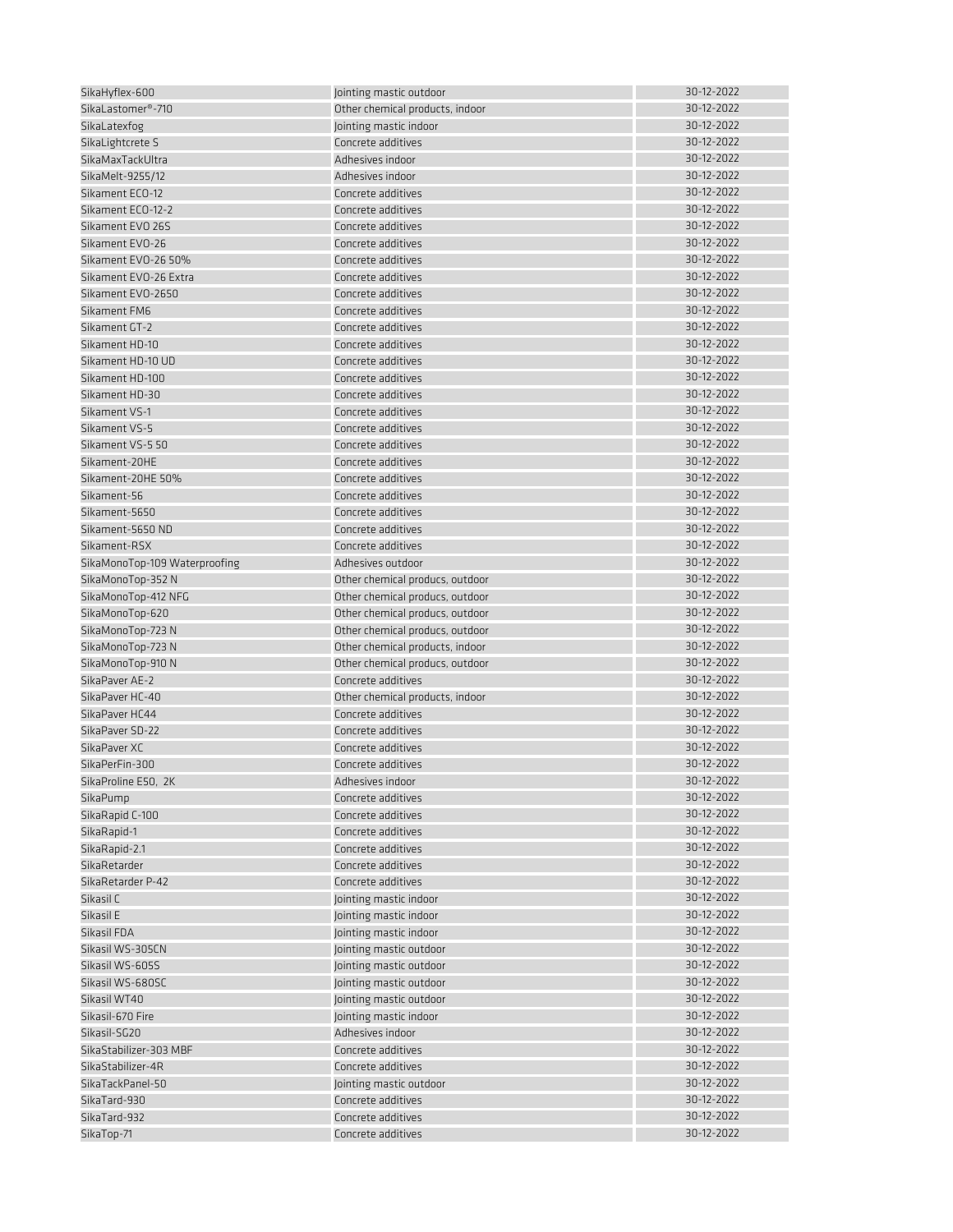| | | |
|---|---|---|
| SikaHyflex-600 | Jointing mastic outdoor | 30-12-2022 |
| SikaLastomer®-710 | Other chemical products, indoor | 30-12-2022 |
| SikaLatexfog | Jointing mastic indoor | 30-12-2022 |
| SikaLightcrete S | Concrete additives | 30-12-2022 |
| SikaMaxTackUltra | Adhesives indoor | 30-12-2022 |
| SikaMelt-9255/12 | Adhesives indoor | 30-12-2022 |
| Sikament ECO-12 | Concrete additives | 30-12-2022 |
| Sikament ECO-12-2 | Concrete additives | 30-12-2022 |
| Sikament EVO 26S | Concrete additives | 30-12-2022 |
| Sikament EVO-26 | Concrete additives | 30-12-2022 |
| Sikament EVO-26 50% | Concrete additives | 30-12-2022 |
| Sikament EVO-26 Extra | Concrete additives | 30-12-2022 |
| Sikament EVO-2650 | Concrete additives | 30-12-2022 |
| Sikament FM6 | Concrete additives | 30-12-2022 |
| Sikament GT-2 | Concrete additives | 30-12-2022 |
| Sikament HD-10 | Concrete additives | 30-12-2022 |
| Sikament HD-10 UD | Concrete additives | 30-12-2022 |
| Sikament HD-100 | Concrete additives | 30-12-2022 |
| Sikament HD-30 | Concrete additives | 30-12-2022 |
| Sikament VS-1 | Concrete additives | 30-12-2022 |
| Sikament VS-5 | Concrete additives | 30-12-2022 |
| Sikament VS-5 50 | Concrete additives | 30-12-2022 |
| Sikament-20HE | Concrete additives | 30-12-2022 |
| Sikament-20HE 50% | Concrete additives | 30-12-2022 |
| Sikament-56 | Concrete additives | 30-12-2022 |
| Sikament-5650 | Concrete additives | 30-12-2022 |
| Sikament-5650 ND | Concrete additives | 30-12-2022 |
| Sikament-RSX | Concrete additives | 30-12-2022 |
| SikaMonoTop-109 Waterproofing | Adhesives outdoor | 30-12-2022 |
| SikaMonoTop-352 N | Other chemical producs, outdoor | 30-12-2022 |
| SikaMonoTop-412 NFG | Other chemical producs, outdoor | 30-12-2022 |
| SikaMonoTop-620 | Other chemical producs, outdoor | 30-12-2022 |
| SikaMonoTop-723 N | Other chemical producs, outdoor | 30-12-2022 |
| SikaMonoTop-723 N | Other chemical products, indoor | 30-12-2022 |
| SikaMonoTop-910 N | Other chemical producs, outdoor | 30-12-2022 |
| SikaPaver AE-2 | Concrete additives | 30-12-2022 |
| SikaPaver HC-40 | Other chemical products, indoor | 30-12-2022 |
| SikaPaver HC44 | Concrete additives | 30-12-2022 |
| SikaPaver SD-22 | Concrete additives | 30-12-2022 |
| SikaPaver XC | Concrete additives | 30-12-2022 |
| SikaPerFin-300 | Concrete additives | 30-12-2022 |
| SikaProline E50, 2K | Adhesives indoor | 30-12-2022 |
| SikaPump | Concrete additives | 30-12-2022 |
| SikaRapid C-100 | Concrete additives | 30-12-2022 |
| SikaRapid-1 | Concrete additives | 30-12-2022 |
| SikaRapid-2.1 | Concrete additives | 30-12-2022 |
| SikaRetarder | Concrete additives | 30-12-2022 |
| SikaRetarder P-42 | Concrete additives | 30-12-2022 |
| Sikasil C | Jointing mastic indoor | 30-12-2022 |
| Sikasil E | Jointing mastic indoor | 30-12-2022 |
| Sikasil FDA | Jointing mastic indoor | 30-12-2022 |
| Sikasil WS-305CN | Jointing mastic outdoor | 30-12-2022 |
| Sikasil WS-605S | Jointing mastic outdoor | 30-12-2022 |
| Sikasil WS-680SC | Jointing mastic outdoor | 30-12-2022 |
| Sikasil WT40 | Jointing mastic outdoor | 30-12-2022 |
| Sikasil-670 Fire | Jointing mastic indoor | 30-12-2022 |
| Sikasil-SG20 | Adhesives indoor | 30-12-2022 |
| SikaStabilizer-303 MBF | Concrete additives | 30-12-2022 |
| SikaStabilizer-4R | Concrete additives | 30-12-2022 |
| SikaTackPanel-50 | Jointing mastic outdoor | 30-12-2022 |
| SikaTard-930 | Concrete additives | 30-12-2022 |
| SikaTard-932 | Concrete additives | 30-12-2022 |
| SikaTop-71 | Concrete additives | 30-12-2022 |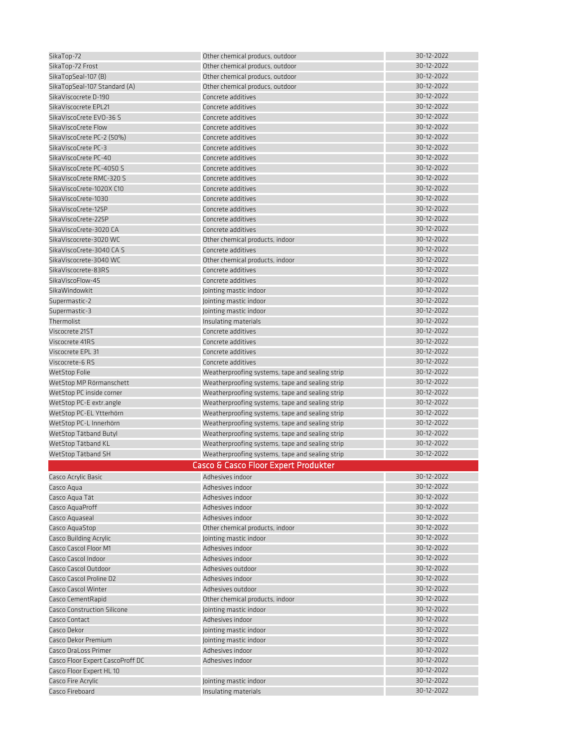| | | |
|---|---|---|
| SikaTop-72 | Other chemical producs, outdoor | 30-12-2022 |
| SikaTop-72 Frost | Other chemical producs, outdoor | 30-12-2022 |
| SikaTopSeal-107 (B) | Other chemical producs, outdoor | 30-12-2022 |
| SikaTopSeal-107 Standard (A) | Other chemical producs, outdoor | 30-12-2022 |
| SikaViscocrete D-190 | Concrete additives | 30-12-2022 |
| SikaViscocrete EPL21 | Concrete additives | 30-12-2022 |
| SikaViscoCrete EVO-36 S | Concrete additives | 30-12-2022 |
| SikaViscoCrete Flow | Concrete additives | 30-12-2022 |
| SikaViscoCrete PC-2 (50%) | Concrete additives | 30-12-2022 |
| SikaViscoCrete PC-3 | Concrete additives | 30-12-2022 |
| SikaViscoCrete PC-40 | Concrete additives | 30-12-2022 |
| SikaViscoCrete PC-4050 S | Concrete additives | 30-12-2022 |
| SikaViscoCrete RMC-320 S | Concrete additives | 30-12-2022 |
| SikaViscoCrete-1020X C10 | Concrete additives | 30-12-2022 |
| SikaViscoCrete-1030 | Concrete additives | 30-12-2022 |
| SikaViscoCrete-125P | Concrete additives | 30-12-2022 |
| SikaViscoCrete-225P | Concrete additives | 30-12-2022 |
| SikaViscoCrete-3020 CA | Concrete additives | 30-12-2022 |
| SikaViscocrete-3020 WC | Other chemical products, indoor | 30-12-2022 |
| SikaViscoCrete-3040 CA S | Concrete additives | 30-12-2022 |
| SikaViscocrete-3040 WC | Other chemical products, indoor | 30-12-2022 |
| SikaViscocrete-83RS | Concrete additives | 30-12-2022 |
| SikaViscoFlow-45 | Concrete additives | 30-12-2022 |
| SikaWindowkit | Jointing mastic indoor | 30-12-2022 |
| Supermastic-2 | Jointing mastic indoor | 30-12-2022 |
| Supermastic-3 | Jointing mastic indoor | 30-12-2022 |
| Thermolist | Insulating materials | 30-12-2022 |
| Viscocrete 21ST | Concrete additives | 30-12-2022 |
| Viscocrete 41RS | Concrete additives | 30-12-2022 |
| Viscocrete EPL 31 | Concrete additives | 30-12-2022 |
| Viscocrete-6 RS | Concrete additives | 30-12-2022 |
| WetStop Folie | Weatherproofing systems, tape and sealing strip | 30-12-2022 |
| WetStop MP Rörmanschett | Weatherproofing systems, tape and sealing strip | 30-12-2022 |
| WetStop PC inside corner | Weatherproofing systems, tape and sealing strip | 30-12-2022 |
| WetStop PC-E extr.angle | Weatherproofing systems, tape and sealing strip | 30-12-2022 |
| WetStop PC-EL Ytterhörn | Weatherproofing systems, tape and sealing strip | 30-12-2022 |
| WetStop PC-L Innerhörn | Weatherproofing systems, tape and sealing strip | 30-12-2022 |
| WetStop Tätband Butyl | Weatherproofing systems, tape and sealing strip | 30-12-2022 |
| WetStop Tätband KL | Weatherproofing systems, tape and sealing strip | 30-12-2022 |
| WetStop Tätband SH | Weatherproofing systems, tape and sealing strip | 30-12-2022 |
| **Casco & Casco Floor Expert Produkter** | | |
| Casco Acrylic Basic | Adhesives indoor | 30-12-2022 |
| Casco Aqua | Adhesives indoor | 30-12-2022 |
| Casco Aqua Tät | Adhesives indoor | 30-12-2022 |
| Casco AquaProff | Adhesives indoor | 30-12-2022 |
| Casco Aquaseal | Adhesives indoor | 30-12-2022 |
| Casco AquaStop | Other chemical products, indoor | 30-12-2022 |
| Casco Building Acrylic | Jointing mastic indoor | 30-12-2022 |
| Casco Cascol Floor M1 | Adhesives indoor | 30-12-2022 |
| Casco Cascol Indoor | Adhesives indoor | 30-12-2022 |
| Casco Cascol Outdoor | Adhesives outdoor | 30-12-2022 |
| Casco Cascol Proline D2 | Adhesives indoor | 30-12-2022 |
| Casco Cascol Winter | Adhesives outdoor | 30-12-2022 |
| Casco CementRapid | Other chemical products, indoor | 30-12-2022 |
| Casco Construction Silicone | Jointing mastic indoor | 30-12-2022 |
| Casco Contact | Adhesives indoor | 30-12-2022 |
| Casco Dekor | Jointing mastic indoor | 30-12-2022 |
| Casco Dekor Premium | Jointing mastic indoor | 30-12-2022 |
| Casco DraLoss Primer | Adhesives indoor | 30-12-2022 |
| Casco Floor Expert CascoProff DC | Adhesives indoor | 30-12-2022 |
| Casco Floor Expert HL 10 | | 30-12-2022 |
| Casco Fire Acrylic | Jointing mastic indoor | 30-12-2022 |
| Casco Fireboard | Insulating materials | 30-12-2022 |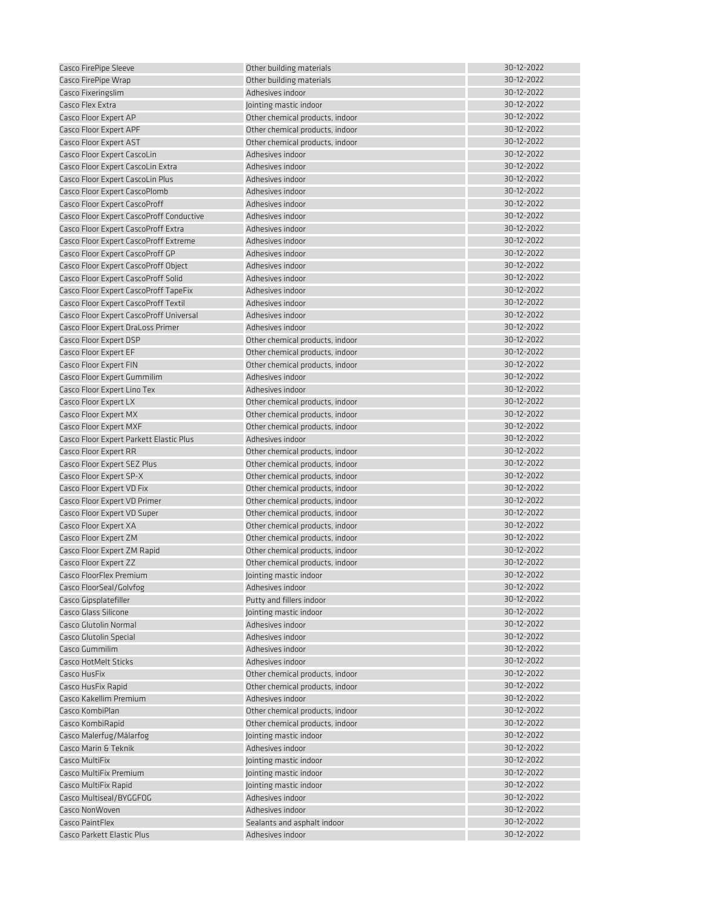| | | |
|---|---|---|
| Casco FirePipe Sleeve | Other building materials | 30-12-2022 |
| Casco FirePipe Wrap | Other building materials | 30-12-2022 |
| Casco Fixeringslim | Adhesives indoor | 30-12-2022 |
| Casco Flex Extra | Jointing mastic indoor | 30-12-2022 |
| Casco Floor Expert AP | Other chemical products, indoor | 30-12-2022 |
| Casco Floor Expert APF | Other chemical products, indoor | 30-12-2022 |
| Casco Floor Expert AST | Other chemical products, indoor | 30-12-2022 |
| Casco Floor Expert CascoLin | Adhesives indoor | 30-12-2022 |
| Casco Floor Expert CascoLin Extra | Adhesives indoor | 30-12-2022 |
| Casco Floor Expert CascoLin Plus | Adhesives indoor | 30-12-2022 |
| Casco Floor Expert CascoPlomb | Adhesives indoor | 30-12-2022 |
| Casco Floor Expert CascoProff | Adhesives indoor | 30-12-2022 |
| Casco Floor Expert CascoProff Conductive | Adhesives indoor | 30-12-2022 |
| Casco Floor Expert CascoProff Extra | Adhesives indoor | 30-12-2022 |
| Casco Floor Expert CascoProff Extreme | Adhesives indoor | 30-12-2022 |
| Casco Floor Expert CascoProff GP | Adhesives indoor | 30-12-2022 |
| Casco Floor Expert CascoProff Object | Adhesives indoor | 30-12-2022 |
| Casco Floor Expert CascoProff Solid | Adhesives indoor | 30-12-2022 |
| Casco Floor Expert CascoProff TapeFix | Adhesives indoor | 30-12-2022 |
| Casco Floor Expert CascoProff Textil | Adhesives indoor | 30-12-2022 |
| Casco Floor Expert CascoProff Universal | Adhesives indoor | 30-12-2022 |
| Casco Floor Expert DraLoss Primer | Adhesives indoor | 30-12-2022 |
| Casco Floor Expert DSP | Other chemical products, indoor | 30-12-2022 |
| Casco Floor Expert EF | Other chemical products, indoor | 30-12-2022 |
| Casco Floor Expert FIN | Other chemical products, indoor | 30-12-2022 |
| Casco Floor Expert Gummilim | Adhesives indoor | 30-12-2022 |
| Casco Floor Expert Lino Tex | Adhesives indoor | 30-12-2022 |
| Casco Floor Expert LX | Other chemical products, indoor | 30-12-2022 |
| Casco Floor Expert MX | Other chemical products, indoor | 30-12-2022 |
| Casco Floor Expert MXF | Other chemical products, indoor | 30-12-2022 |
| Casco Floor Expert Parkett Elastic Plus | Adhesives indoor | 30-12-2022 |
| Casco Floor Expert RR | Other chemical products, indoor | 30-12-2022 |
| Casco Floor Expert SEZ Plus | Other chemical products, indoor | 30-12-2022 |
| Casco Floor Expert SP-X | Other chemical products, indoor | 30-12-2022 |
| Casco Floor Expert VD Fix | Other chemical products, indoor | 30-12-2022 |
| Casco Floor Expert VD Primer | Other chemical products, indoor | 30-12-2022 |
| Casco Floor Expert VD Super | Other chemical products, indoor | 30-12-2022 |
| Casco Floor Expert XA | Other chemical products, indoor | 30-12-2022 |
| Casco Floor Expert ZM | Other chemical products, indoor | 30-12-2022 |
| Casco Floor Expert ZM Rapid | Other chemical products, indoor | 30-12-2022 |
| Casco Floor Expert ZZ | Other chemical products, indoor | 30-12-2022 |
| Casco FloorFlex Premium | Jointing mastic indoor | 30-12-2022 |
| Casco FloorSeal/Golvfog | Adhesives indoor | 30-12-2022 |
| Casco Gipsplatefiller | Putty and fillers indoor | 30-12-2022 |
| Casco Glass Silicone | Jointing mastic indoor | 30-12-2022 |
| Casco Glutolin Normal | Adhesives indoor | 30-12-2022 |
| Casco Glutolin Special | Adhesives indoor | 30-12-2022 |
| Casco Gummilim | Adhesives indoor | 30-12-2022 |
| Casco HotMelt Sticks | Adhesives indoor | 30-12-2022 |
| Casco HusFix | Other chemical products, indoor | 30-12-2022 |
| Casco HusFix Rapid | Other chemical products, indoor | 30-12-2022 |
| Casco Kakellim Premium | Adhesives indoor | 30-12-2022 |
| Casco KombiPlan | Other chemical products, indoor | 30-12-2022 |
| Casco KombiRapid | Other chemical products, indoor | 30-12-2022 |
| Casco Malerfug/Målarfog | Jointing mastic indoor | 30-12-2022 |
| Casco Marin & Teknik | Adhesives indoor | 30-12-2022 |
| Casco MultiFix | Jointing mastic indoor | 30-12-2022 |
| Casco MultiFix Premium | Jointing mastic indoor | 30-12-2022 |
| Casco MultiFix Rapid | Jointing mastic indoor | 30-12-2022 |
| Casco Multiseal/BYGGFOG | Adhesives indoor | 30-12-2022 |
| Casco NonWoven | Adhesives indoor | 30-12-2022 |
| Casco PaintFlex | Sealants and asphalt indoor | 30-12-2022 |
| Casco Parkett Elastic Plus | Adhesives indoor | 30-12-2022 |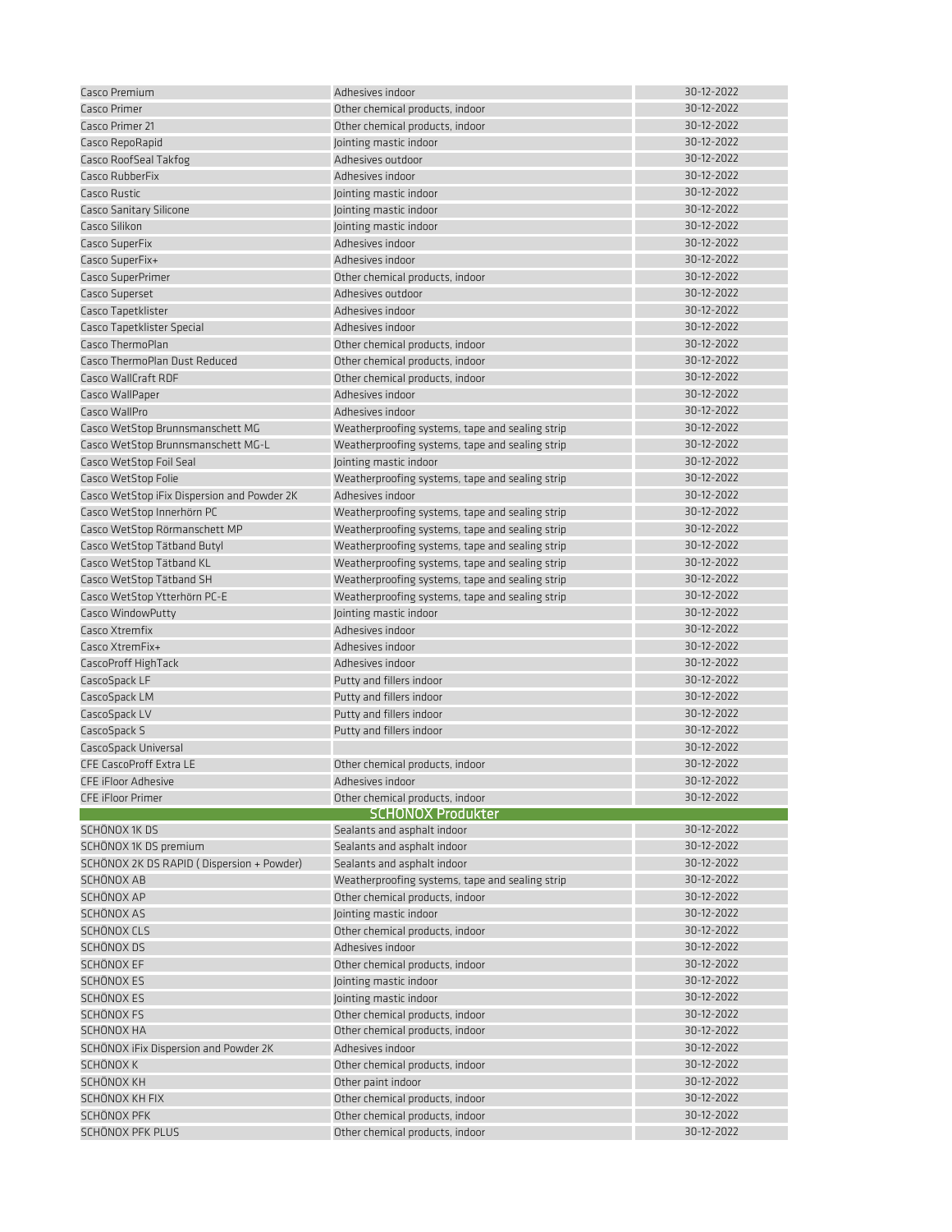| | | |
|---|---|---|
| Casco Premium | Adhesives indoor | 30-12-2022 |
| Casco Primer | Other chemical products, indoor | 30-12-2022 |
| Casco Primer 21 | Other chemical products, indoor | 30-12-2022 |
| Casco RepoRapid | Jointing mastic indoor | 30-12-2022 |
| Casco RoofSeal Takfog | Adhesives outdoor | 30-12-2022 |
| Casco RubberFix | Adhesives indoor | 30-12-2022 |
| Casco Rustic | Jointing mastic indoor | 30-12-2022 |
| Casco Sanitary Silicone | Jointing mastic indoor | 30-12-2022 |
| Casco Silikon | Jointing mastic indoor | 30-12-2022 |
| Casco SuperFix | Adhesives indoor | 30-12-2022 |
| Casco SuperFix+ | Adhesives indoor | 30-12-2022 |
| Casco SuperPrimer | Other chemical products, indoor | 30-12-2022 |
| Casco Superset | Adhesives outdoor | 30-12-2022 |
| Casco Tapetklister | Adhesives indoor | 30-12-2022 |
| Casco Tapetklister Special | Adhesives indoor | 30-12-2022 |
| Casco ThermoPlan | Other chemical products, indoor | 30-12-2022 |
| Casco ThermoPlan Dust Reduced | Other chemical products, indoor | 30-12-2022 |
| Casco WallCraft RDF | Other chemical products, indoor | 30-12-2022 |
| Casco WallPaper | Adhesives indoor | 30-12-2022 |
| Casco WallPro | Adhesives indoor | 30-12-2022 |
| Casco WetStop Brunnsmanschett MG | Weatherproofing systems, tape and sealing strip | 30-12-2022 |
| Casco WetStop Brunnsmanschett MG-L | Weatherproofing systems, tape and sealing strip | 30-12-2022 |
| Casco WetStop Foil Seal | Jointing mastic indoor | 30-12-2022 |
| Casco WetStop Folie | Weatherproofing systems, tape and sealing strip | 30-12-2022 |
| Casco WetStop iFix Dispersion and Powder 2K | Adhesives indoor | 30-12-2022 |
| Casco WetStop Innerhörn PC | Weatherproofing systems, tape and sealing strip | 30-12-2022 |
| Casco WetStop Rörmanschett MP | Weatherproofing systems, tape and sealing strip | 30-12-2022 |
| Casco WetStop Tätband Butyl | Weatherproofing systems, tape and sealing strip | 30-12-2022 |
| Casco WetStop Tätband KL | Weatherproofing systems, tape and sealing strip | 30-12-2022 |
| Casco WetStop Tätband SH | Weatherproofing systems, tape and sealing strip | 30-12-2022 |
| Casco WetStop Ytterhörn PC-E | Weatherproofing systems, tape and sealing strip | 30-12-2022 |
| Casco WindowPutty | Jointing mastic indoor | 30-12-2022 |
| Casco Xtremfix | Adhesives indoor | 30-12-2022 |
| Casco XtremFix+ | Adhesives indoor | 30-12-2022 |
| CascoProff HighTack | Adhesives indoor | 30-12-2022 |
| CascoSpack LF | Putty and fillers indoor | 30-12-2022 |
| CascoSpack LM | Putty and fillers indoor | 30-12-2022 |
| CascoSpack LV | Putty and fillers indoor | 30-12-2022 |
| CascoSpack S | Putty and fillers indoor | 30-12-2022 |
| CascoSpack Universal | | 30-12-2022 |
| CFE CascoProff Extra LE | Other chemical products, indoor | 30-12-2022 |
| CFE iFloor Adhesive | Adhesives indoor | 30-12-2022 |
| CFE iFloor Primer | Other chemical products, indoor | 30-12-2022 |
| | **SCHÖNOX Produkter** | |
| SCHÖNOX 1K DS | Sealants and asphalt indoor | 30-12-2022 |
| SCHÖNOX 1K DS premium | Sealants and asphalt indoor | 30-12-2022 |
| SCHÖNOX 2K DS RAPID ( Dispersion + Powder) | Sealants and asphalt indoor | 30-12-2022 |
| SCHÖNOX AB | Weatherproofing systems, tape and sealing strip | 30-12-2022 |
| SCHÖNOX AP | Other chemical products, indoor | 30-12-2022 |
| SCHÖNOX AS | Jointing mastic indoor | 30-12-2022 |
| SCHÖNOX CLS | Other chemical products, indoor | 30-12-2022 |
| SCHÖNOX DS | Adhesives indoor | 30-12-2022 |
| SCHÖNOX EF | Other chemical products, indoor | 30-12-2022 |
| SCHÖNOX ES | Jointing mastic indoor | 30-12-2022 |
| SCHÖNOX ES | Jointing mastic indoor | 30-12-2022 |
| SCHÖNOX FS | Other chemical products, indoor | 30-12-2022 |
| SCHÖNOX HA | Other chemical products, indoor | 30-12-2022 |
| SCHÖNOX iFix Dispersion and Powder 2K | Adhesives indoor | 30-12-2022 |
| SCHÖNOX K | Other chemical products, indoor | 30-12-2022 |
| SCHÖNOX KH | Other paint indoor | 30-12-2022 |
| SCHÖNOX KH FIX | Other chemical products, indoor | 30-12-2022 |
| SCHÖNOX PFK | Other chemical products, indoor | 30-12-2022 |
| SCHÖNOX PFK PLUS | Other chemical products, indoor | 30-12-2022 |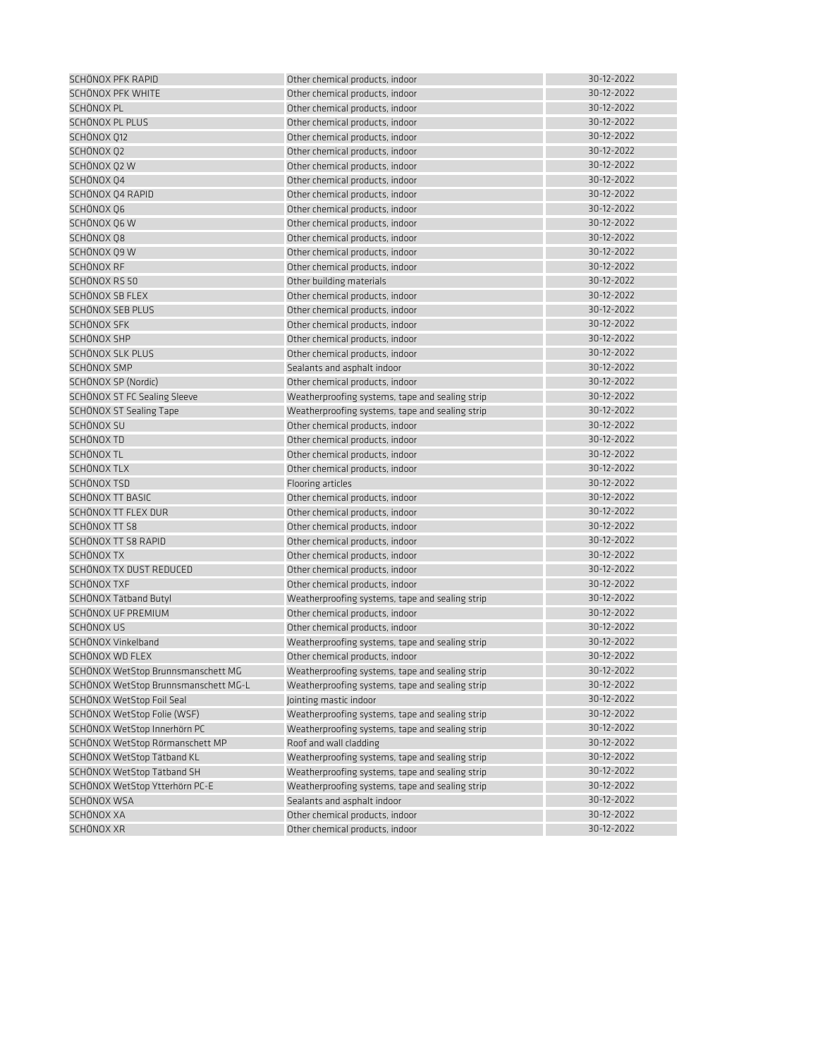| | | |
|---|---|---|
| SCHÖNOX PFK RAPID | Other chemical products, indoor | 30-12-2022 |
| SCHÖNOX PFK WHITE | Other chemical products, indoor | 30-12-2022 |
| SCHÖNOX PL | Other chemical products, indoor | 30-12-2022 |
| SCHÖNOX PL PLUS | Other chemical products, indoor | 30-12-2022 |
| SCHÖNOX Q12 | Other chemical products, indoor | 30-12-2022 |
| SCHÖNOX Q2 | Other chemical products, indoor | 30-12-2022 |
| SCHÖNOX Q2 W | Other chemical products, indoor | 30-12-2022 |
| SCHÖNOX Q4 | Other chemical products, indoor | 30-12-2022 |
| SCHÖNOX Q4 RAPID | Other chemical products, indoor | 30-12-2022 |
| SCHÖNOX Q6 | Other chemical products, indoor | 30-12-2022 |
| SCHÖNOX Q6 W | Other chemical products, indoor | 30-12-2022 |
| SCHÖNOX Q8 | Other chemical products, indoor | 30-12-2022 |
| SCHÖNOX Q9 W | Other chemical products, indoor | 30-12-2022 |
| SCHÖNOX RF | Other chemical products, indoor | 30-12-2022 |
| SCHÖNOX RS 50 | Other building materials | 30-12-2022 |
| SCHÖNOX SB FLEX | Other chemical products, indoor | 30-12-2022 |
| SCHÖNOX SEB PLUS | Other chemical products, indoor | 30-12-2022 |
| SCHÖNOX SFK | Other chemical products, indoor | 30-12-2022 |
| SCHÖNOX SHP | Other chemical products, indoor | 30-12-2022 |
| SCHÖNOX SLK PLUS | Other chemical products, indoor | 30-12-2022 |
| SCHÖNOX SMP | Sealants and asphalt indoor | 30-12-2022 |
| SCHÖNOX SP (Nordic) | Other chemical products, indoor | 30-12-2022 |
| SCHÖNOX ST FC Sealing Sleeve | Weatherproofing systems, tape and sealing strip | 30-12-2022 |
| SCHÖNOX ST Sealing Tape | Weatherproofing systems, tape and sealing strip | 30-12-2022 |
| SCHÖNOX SU | Other chemical products, indoor | 30-12-2022 |
| SCHÖNOX TD | Other chemical products, indoor | 30-12-2022 |
| SCHÖNOX TL | Other chemical products, indoor | 30-12-2022 |
| SCHÖNOX TLX | Other chemical products, indoor | 30-12-2022 |
| SCHÖNOX TSD | Flooring articles | 30-12-2022 |
| SCHÖNOX TT BASIC | Other chemical products, indoor | 30-12-2022 |
| SCHÖNOX TT FLEX DUR | Other chemical products, indoor | 30-12-2022 |
| SCHÖNOX TT S8 | Other chemical products, indoor | 30-12-2022 |
| SCHÖNOX TT S8 RAPID | Other chemical products, indoor | 30-12-2022 |
| SCHÖNOX TX | Other chemical products, indoor | 30-12-2022 |
| SCHÖNOX TX DUST REDUCED | Other chemical products, indoor | 30-12-2022 |
| SCHÖNOX TXF | Other chemical products, indoor | 30-12-2022 |
| SCHÖNOX Tätband Butyl | Weatherproofing systems, tape and sealing strip | 30-12-2022 |
| SCHÖNOX UF PREMIUM | Other chemical products, indoor | 30-12-2022 |
| SCHÖNOX US | Other chemical products, indoor | 30-12-2022 |
| SCHÖNOX Vinkelband | Weatherproofing systems, tape and sealing strip | 30-12-2022 |
| SCHÖNOX WD FLEX | Other chemical products, indoor | 30-12-2022 |
| SCHÖNOX WetStop Brunnsmanschett MG | Weatherproofing systems, tape and sealing strip | 30-12-2022 |
| SCHÖNOX WetStop Brunnsmanschett MG-L | Weatherproofing systems, tape and sealing strip | 30-12-2022 |
| SCHÖNOX WetStop Foil Seal | Jointing mastic indoor | 30-12-2022 |
| SCHÖNOX WetStop Folie (WSF) | Weatherproofing systems, tape and sealing strip | 30-12-2022 |
| SCHÖNOX WetStop Innerhörn PC | Weatherproofing systems, tape and sealing strip | 30-12-2022 |
| SCHÖNOX WetStop Rörmanschett MP | Roof and wall cladding | 30-12-2022 |
| SCHÖNOX WetStop Tätband KL | Weatherproofing systems, tape and sealing strip | 30-12-2022 |
| SCHÖNOX WetStop Tätband SH | Weatherproofing systems, tape and sealing strip | 30-12-2022 |
| SCHÖNOX WetStop Ytterhörn PC-E | Weatherproofing systems, tape and sealing strip | 30-12-2022 |
| SCHÖNOX WSA | Sealants and asphalt indoor | 30-12-2022 |
| SCHÖNOX XA | Other chemical products, indoor | 30-12-2022 |
| SCHÖNOX XR | Other chemical products, indoor | 30-12-2022 |